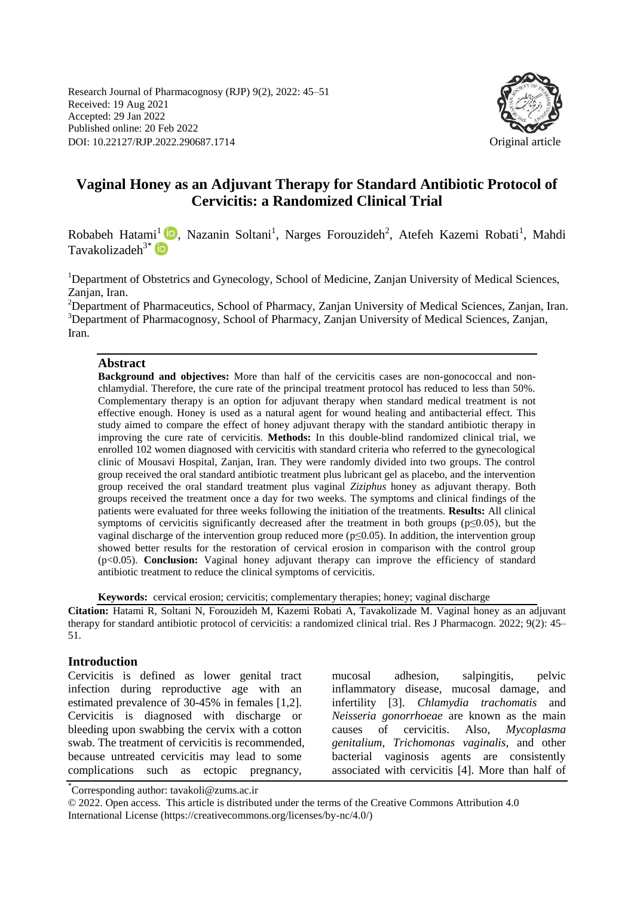Research Journal of Pharmacognosy (RJP) 9(2), 2022: 45–51
Received: 19 Aug 2021
Accepted: 29 Jan 2022
Published online: 20 Feb 2022
DOI: 10.22127/RJP.2022.290687.1714

Original article

# Vaginal Honey as an Adjuvant Therapy for Standard Antibiotic Protocol of Cervicitis: a Randomized Clinical Trial

Robabeh Hatami[1], Nazanin Soltani[1], Narges Forouzideh[2], Atefeh Kazemi Robati[1], Mahdi Tavakolizadeh[3*]

[1]Department of Obstetrics and Gynecology, School of Medicine, Zanjan University of Medical Sciences, Zanjan, Iran.
[2]Department of Pharmaceutics, School of Pharmacy, Zanjan University of Medical Sciences, Zanjan, Iran.
[3]Department of Pharmacognosy, School of Pharmacy, Zanjan University of Medical Sciences, Zanjan, Iran.

## Abstract

**Background and objectives:** More than half of the cervicitis cases are non-gonococcal and non-chlamydial. Therefore, the cure rate of the principal treatment protocol has reduced to less than 50%. Complementary therapy is an option for adjuvant therapy when standard medical treatment is not effective enough. Honey is used as a natural agent for wound healing and antibacterial effect. This study aimed to compare the effect of honey adjuvant therapy with the standard antibiotic therapy in improving the cure rate of cervicitis. **Methods:** In this double-blind randomized clinical trial, we enrolled 102 women diagnosed with cervicitis with standard criteria who referred to the gynecological clinic of Mousavi Hospital, Zanjan, Iran. They were randomly divided into two groups. The control group received the oral standard antibiotic treatment plus lubricant gel as placebo, and the intervention group received the oral standard treatment plus vaginal *Ziziphus* honey as adjuvant therapy. Both groups received the treatment once a day for two weeks. The symptoms and clinical findings of the patients were evaluated for three weeks following the initiation of the treatments. **Results:** All clinical symptoms of cervicitis significantly decreased after the treatment in both groups ($p \leq 0.05$), but the vaginal discharge of the intervention group reduced more ($p \leq 0.05$). In addition, the intervention group showed better results for the restoration of cervical erosion in comparison with the control group ($p < 0.05$). **Conclusion:** Vaginal honey adjuvant therapy can improve the efficiency of standard antibiotic treatment to reduce the clinical symptoms of cervicitis.

**Keywords:** cervical erosion; cervicitis; complementary therapies; honey; vaginal discharge

**Citation:** Hatami R, Soltani N, Forouzideh M, Kazemi Robati A, Tavakolizade M. Vaginal honey as an adjuvant therapy for standard antibiotic protocol of cervicitis: a randomized clinical trial. Res J Pharmacogn. 2022; 9(2): 45–51.

## Introduction

Cervicitis is defined as lower genital tract infection during reproductive age with an estimated prevalence of 30-45% in females [1,2]. Cervicitis is diagnosed with discharge or bleeding upon swabbing the cervix with a cotton swab. The treatment of cervicitis is recommended, because untreated cervicitis may lead to some complications such as ectopic pregnancy, mucosal adhesion, salpingitis, pelvic inflammatory disease, mucosal damage, and infertility [3]. *Chlamydia trachomatis* and *Neisseria gonorrhoeae* are known as the main causes of cervicitis. Also, *Mycoplasma genitalium*, *Trichomonas vaginalis,* and other bacterial vaginosis agents are consistently associated with cervicitis [4]. More than half of

*Corresponding author: tavakoli@zums.ac.ir

© 2022. Open access. This article is distributed under the terms of the Creative Commons Attribution 4.0 International License (https://creativecommons.org/licenses/by-nc/4.0/)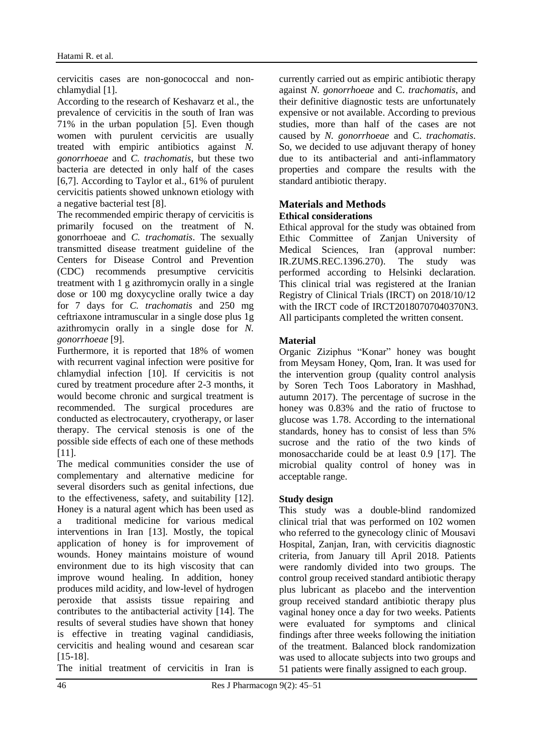cervicitis cases are non-gonococcal and non-chlamydial [1].

According to the research of Keshavarz et al., the prevalence of cervicitis in the south of Iran was 71% in the urban population [5]. Even though women with purulent cervicitis are usually treated with empiric antibiotics against *N. gonorrhoeae* and *C. trachomatis*, but these two bacteria are detected in only half of the cases [6,7]. According to Taylor et al., 61% of purulent cervicitis patients showed unknown etiology with a negative bacterial test [8].

The recommended empiric therapy of cervicitis is primarily focused on the treatment of N. gonorrhoeae and *C. trachomatis*. The sexually transmitted disease treatment guideline of the Centers for Disease Control and Prevention (CDC) recommends presumptive cervicitis treatment with 1 g azithromycin orally in a single dose or 100 mg doxycycline orally twice a day for 7 days for *C. trachomatis* and 250 mg ceftriaxone intramuscular in a single dose plus 1g azithromycin orally in a single dose for *N. gonorrhoeae* [9].

Furthermore, it is reported that 18% of women with recurrent vaginal infection were positive for chlamydial infection [10]. If cervicitis is not cured by treatment procedure after 2-3 months, it would become chronic and surgical treatment is recommended. The surgical procedures are conducted as electrocautery, cryotherapy, or laser therapy. The cervical stenosis is one of the possible side effects of each one of these methods [11].

The medical communities consider the use of complementary and alternative medicine for several disorders such as genital infections, due to the effectiveness, safety, and suitability [12]. Honey is a natural agent which has been used as a traditional medicine for various medical interventions in Iran [13]. Mostly, the topical application of honey is for improvement of wounds. Honey maintains moisture of wound environment due to its high viscosity that can improve wound healing. In addition, honey produces mild acidity, and low-level of hydrogen peroxide that assists tissue repairing and contributes to the antibacterial activity [14]. The results of several studies have shown that honey is effective in treating vaginal candidiasis, cervicitis and healing wound and cesarean scar [15-18].

The initial treatment of cervicitis in Iran is currently carried out as empiric antibiotic therapy against *N. gonorrhoeae* and C. *trachomatis*, and their definitive diagnostic tests are unfortunately expensive or not available. According to previous studies, more than half of the cases are not caused by *N. gonorrhoeae* and C. *trachomatis*. So, we decided to use adjuvant therapy of honey due to its antibacterial and anti-inflammatory properties and compare the results with the standard antibiotic therapy.

## Materials and Methods

### Ethical considerations

Ethical approval for the study was obtained from Ethic Committee of Zanjan University of Medical Sciences, Iran (approval number: IR.ZUMS.REC.1396.270). The study was performed according to Helsinki declaration. This clinical trial was registered at the Iranian Registry of Clinical Trials (IRCT) on 2018/10/12 with the IRCT code of IRCT20180707040370N3. All participants completed the written consent.

### Material

Organic Ziziphus "Konar" honey was bought from Meysam Honey, Qom, Iran. It was used for the intervention group (quality control analysis by Soren Tech Toos Laboratory in Mashhad, autumn 2017). The percentage of sucrose in the honey was 0.83% and the ratio of fructose to glucose was 1.78. According to the international standards, honey has to consist of less than 5% sucrose and the ratio of the two kinds of monosaccharide could be at least 0.9 [17]. The microbial quality control of honey was in acceptable range.

### Study design

This study was a double-blind randomized clinical trial that was performed on 102 women who referred to the gynecology clinic of Mousavi Hospital, Zanjan, Iran, with cervicitis diagnostic criteria, from January till April 2018. Patients were randomly divided into two groups. The control group received standard antibiotic therapy plus lubricant as placebo and the intervention group received standard antibiotic therapy plus vaginal honey once a day for two weeks. Patients were evaluated for symptoms and clinical findings after three weeks following the initiation of the treatment. Balanced block randomization was used to allocate subjects into two groups and 51 patients were finally assigned to each group.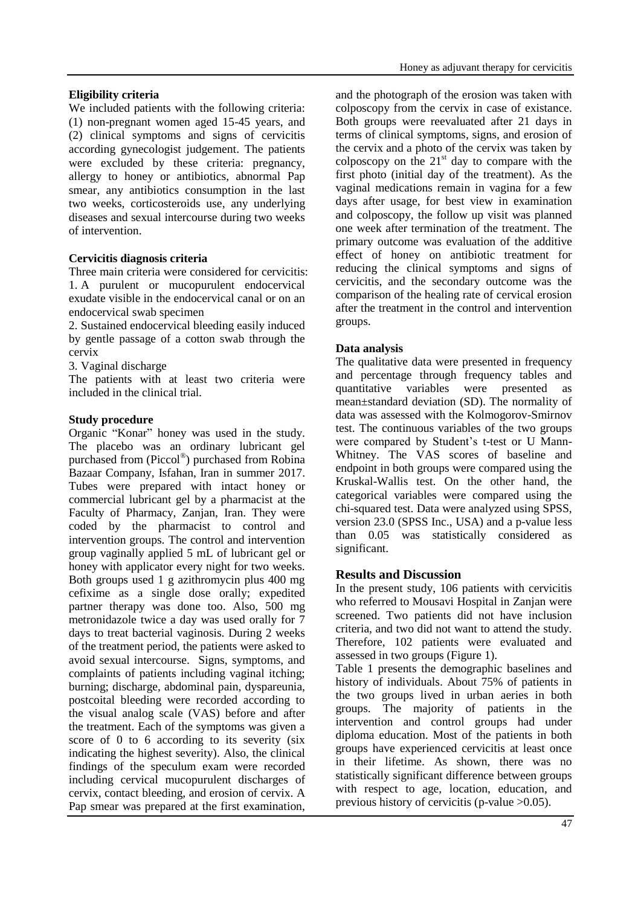### Eligibility criteria

We included patients with the following criteria: (1) non-pregnant women aged 15-45 years, and (2) clinical symptoms and signs of cervicitis according gynecologist judgement. The patients were excluded by these criteria: pregnancy, allergy to honey or antibiotics, abnormal Pap smear, any antibiotics consumption in the last two weeks, corticosteroids use, any underlying diseases and sexual intercourse during two weeks of intervention.

### Cervicitis diagnosis criteria

Three main criteria were considered for cervicitis:

1. A purulent or mucopurulent endocervical exudate visible in the endocervical canal or on an endocervical swab specimen
2. Sustained endocervical bleeding easily induced by gentle passage of a cotton swab through the cervix
3. Vaginal discharge

The patients with at least two criteria were included in the clinical trial.

### Study procedure

Organic "Konar" honey was used in the study. The placebo was an ordinary lubricant gel purchased from (Piccol®) purchased from Robina Bazaar Company, Isfahan, Iran in summer 2017. Tubes were prepared with intact honey or commercial lubricant gel by a pharmacist at the Faculty of Pharmacy, Zanjan, Iran. They were coded by the pharmacist to control and intervention groups. The control and intervention group vaginally applied 5 mL of lubricant gel or honey with applicator every night for two weeks. Both groups used 1 g azithromycin plus 400 mg cefixime as a single dose orally; expedited partner therapy was done too. Also, 500 mg metronidazole twice a day was used orally for 7 days to treat bacterial vaginosis. During 2 weeks of the treatment period, the patients were asked to avoid sexual intercourse. Signs, symptoms, and complaints of patients including vaginal itching; burning; discharge, abdominal pain, dyspareunia, postcoital bleeding were recorded according to the visual analog scale (VAS) before and after the treatment. Each of the symptoms was given a score of 0 to 6 according to its severity (six indicating the highest severity). Also, the clinical findings of the speculum exam were recorded including cervical mucopurulent discharges of cervix, contact bleeding, and erosion of cervix. A Pap smear was prepared at the first examination, and the photograph of the erosion was taken with colposcopy from the cervix in case of existance. Both groups were reevaluated after 21 days in terms of clinical symptoms, signs, and erosion of the cervix and a photo of the cervix was taken by colposcopy on the 21st day to compare with the first photo (initial day of the treatment). As the vaginal medications remain in vagina for a few days after usage, for best view in examination and colposcopy, the follow up visit was planned one week after termination of the treatment. The primary outcome was evaluation of the additive effect of honey on antibiotic treatment for reducing the clinical symptoms and signs of cervicitis, and the secondary outcome was the comparison of the healing rate of cervical erosion after the treatment in the control and intervention groups.

### Data analysis

The qualitative data were presented in frequency and percentage through frequency tables and quantitative variables were presented as mean±standard deviation (SD). The normality of data was assessed with the Kolmogorov-Smirnov test. The continuous variables of the two groups were compared by Student's t-test or U Mann-Whitney. The VAS scores of baseline and endpoint in both groups were compared using the Kruskal-Wallis test. On the other hand, the categorical variables were compared using the chi-squared test. Data were analyzed using SPSS, version 23.0 (SPSS Inc., USA) and a p-value less than 0.05 was statistically considered as significant.

## Results and Discussion

In the present study, 106 patients with cervicitis who referred to Mousavi Hospital in Zanjan were screened. Two patients did not have inclusion criteria, and two did not want to attend the study. Therefore, 102 patients were evaluated and assessed in two groups (Figure 1).

Table 1 presents the demographic baselines and history of individuals. About 75% of patients in the two groups lived in urban aeries in both groups. The majority of patients in the intervention and control groups had under diploma education. Most of the patients in both groups have experienced cervicitis at least once in their lifetime. As shown, there was no statistically significant difference between groups with respect to age, location, education, and previous history of cervicitis (p-value >0.05).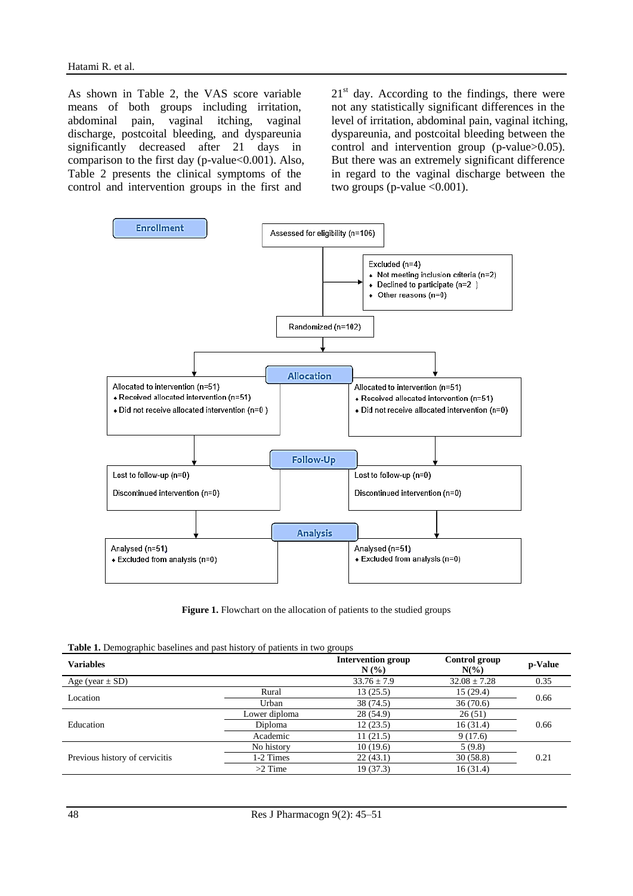As shown in Table 2, the VAS score variable means of both groups including irritation, abdominal pain, vaginal itching, vaginal discharge, postcoital bleeding, and dyspareunia significantly decreased after 21 days in comparison to the first day (p-value<0.001). Also, Table 2 presents the clinical symptoms of the control and intervention groups in the first and 21st day. According to the findings, there were not any statistically significant differences in the level of irritation, abdominal pain, vaginal itching, dyspareunia, and postcoital bleeding between the control and intervention group (p-value>0.05). But there was an extremely significant difference in regard to the vaginal discharge between the two groups (p-value <0.001).

**Enrollment**

Assessed for eligibility (n=106)

Excluded (n=4)
- Not meeting inclusion criteria (n=2)
- Declined to participate (n=2 )
- Other reasons (n=0)

Randomized (n=102)

**Allocation**

Allocated to intervention (n=51)
- Received allocated intervention (n=51)
- Did not receive allocated intervention (n=0 )

Allocated to intervention (n=51)
- Received allocated intervention (n=51)
- Did not receive allocated intervention (n=0)

**Follow-Up**

Lost to follow-up (n=0)

Discontinued intervention (n=0)

Lost to follow-up (n=0)

Discontinued intervention (n=0)

**Analysis**

Analysed (n=51)
- Excluded from analysis (n=0)

Analysed (n=51)
- Excluded from analysis (n=0)

**Figure 1.** Flowchart on the allocation of patients to the studied groups

**Table 1.** Demographic baselines and past history of patients in two groups

| Variables | | Intervention group N (%) | Control group N(%) | p-Value |
|---|---|---|---|---|
| Age (year ± SD) | | 33.76 ± 7.9 | 32.08 ± 7.28 | 0.35 |
| Location | Rural | 13 (25.5) | 15 (29.4) | 0.66 |
| | Urban | 38 (74.5) | 36 (70.6) | |
| Education | Lower diploma | 28 (54.9) | 26 (51) | 0.66 |
| | Diploma | 12 (23.5) | 16 (31.4) | |
| | Academic | 11 (21.5) | 9 (17.6) | |
| Previous history of cervicitis | No history | 10 (19.6) | 5 (9.8) | 0.21 |
| | 1-2 Times | 22 (43.1) | 30 (58.8) | |
| | >2 Time | 19 (37.3) | 16 (31.4) | |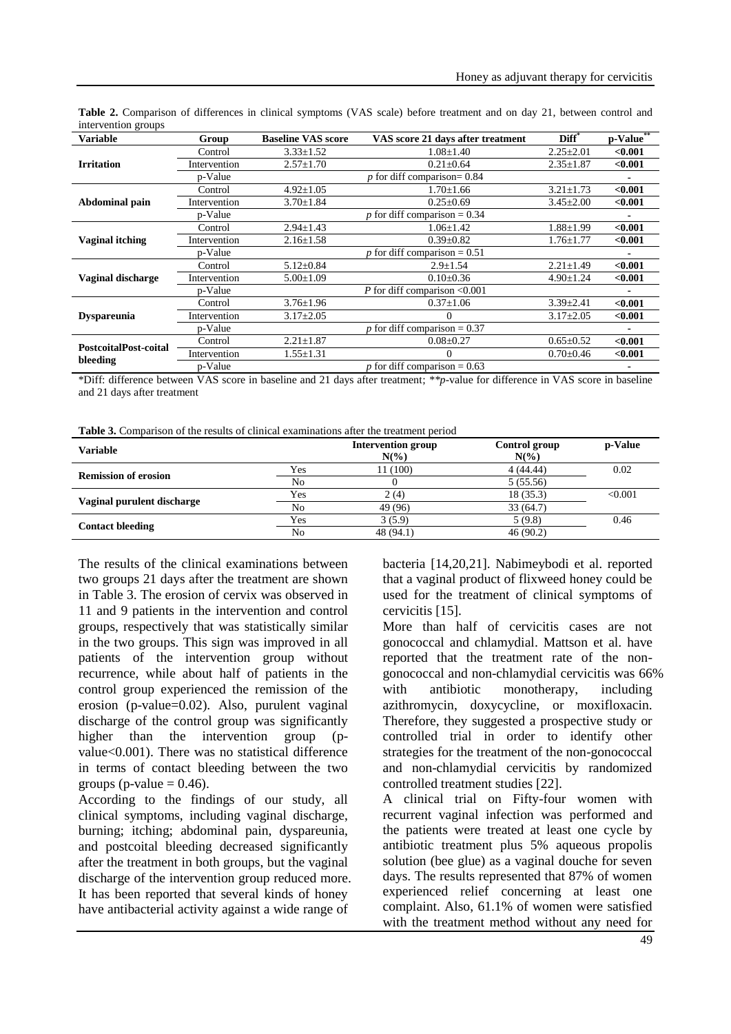**Table 2.** Comparison of differences in clinical symptoms (VAS scale) before treatment and on day 21, between control and intervention groups

| Variable | Group | Baseline VAS score | VAS score 21 days after treatment | Diff* | p-Value** |
|---|---|---|---|---|---|
| **Irritation** | Control | 3.33±1.52 | 1.08±1.40 | 2.25±2.01 | **<0.001** |
| | Intervention | 2.57±1.70 | 0.21±0.64 | 2.35±1.87 | **<0.001** |
| | p-Value | | *p* for diff comparison= 0.84 | | - |
| **Abdominal pain** | Control | 4.92±1.05 | 1.70±1.66 | 3.21±1.73 | **<0.001** |
| | Intervention | 3.70±1.84 | 0.25±0.69 | 3.45±2.00 | **<0.001** |
| | p-Value | | *p* for diff comparison = 0.34 | | - |
| **Vaginal itching** | Control | 2.94±1.43 | 1.06±1.42 | 1.88±1.99 | **<0.001** |
| | Intervention | 2.16±1.58 | 0.39±0.82 | 1.76±1.77 | **<0.001** |
| | p-Value | | *p* for diff comparison = 0.51 | | - |
| **Vaginal discharge** | Control | 5.12±0.84 | 2.9±1.54 | 2.21±1.49 | **<0.001** |
| | Intervention | 5.00±1.09 | 0.10±0.36 | 4.90±1.24 | **<0.001** |
| | p-Value | | *P* for diff comparison <0.001 | | - |
| **Dyspareunia** | Control | 3.76±1.96 | 0.37±1.06 | 3.39±2.41 | **<0.001** |
| | Intervention | 3.17±2.05 | 0 | 3.17±2.05 | **<0.001** |
| | p-Value | | *p* for diff comparison = 0.37 | | - |
| **PostcoitalPost-coital bleeding** | Control | 2.21±1.87 | 0.08±0.27 | 0.65±0.52 | **<0.001** |
| | Intervention | 1.55±1.31 | 0 | 0.70±0.46 | **<0.001** |
| | p-Value | | *p* for diff comparison = 0.63 | | - |

*Diff: difference between VAS score in baseline and 21 days after treatment; ***p*-value for difference in VAS score in baseline and 21 days after treatment

**Table 3.** Comparison of the results of clinical examinations after the treatment period

| Variable | | Intervention group N(%) | Control group N(%) | p-Value |
|---|---|---|---|---|
| **Remission of erosion** | Yes | 11 (100) | 4 (44.44) | 0.02 |
| | No | 0 | 5 (55.56) | |
| **Vaginal purulent discharge** | Yes | 2 (4) | 18 (35.3) | <0.001 |
| | No | 49 (96) | 33 (64.7) | |
| **Contact bleeding** | Yes | 3 (5.9) | 5 (9.8) | 0.46 |
| | No | 48 (94.1) | 46 (90.2) | |

The results of the clinical examinations between two groups 21 days after the treatment are shown in Table 3. The erosion of cervix was observed in 11 and 9 patients in the intervention and control groups, respectively that was statistically similar in the two groups. This sign was improved in all patients of the intervention group without recurrence, while about half of patients in the control group experienced the remission of the erosion (p-value=0.02). Also, purulent vaginal discharge of the control group was significantly higher than the intervention group (p-value<0.001). There was no statistical difference in terms of contact bleeding between the two groups (p-value = 0.46).

According to the findings of our study, all clinical symptoms, including vaginal discharge, burning; itching; abdominal pain, dyspareunia, and postcoital bleeding decreased significantly after the treatment in both groups, but the vaginal discharge of the intervention group reduced more. It has been reported that several kinds of honey have antibacterial activity against a wide range of bacteria [14,20,21]. Nabimeybodi et al. reported that a vaginal product of flixweed honey could be used for the treatment of clinical symptoms of cervicitis [15].

More than half of cervicitis cases are not gonococcal and chlamydial. Mattson et al. have reported that the treatment rate of the non-gonococcal and non-chlamydial cervicitis was 66% with antibiotic monotherapy, including azithromycin, doxycycline, or moxifloxacin. Therefore, they suggested a prospective study or controlled trial in order to identify other strategies for the treatment of the non-gonococcal and non-chlamydial cervicitis by randomized controlled treatment studies [22].

A clinical trial on Fifty-four women with recurrent vaginal infection was performed and the patients were treated at least one cycle by antibiotic treatment plus 5% aqueous propolis solution (bee glue) as a vaginal douche for seven days. The results represented that 87% of women experienced relief concerning at least one complaint. Also, 61.1% of women were satisfied with the treatment method without any need for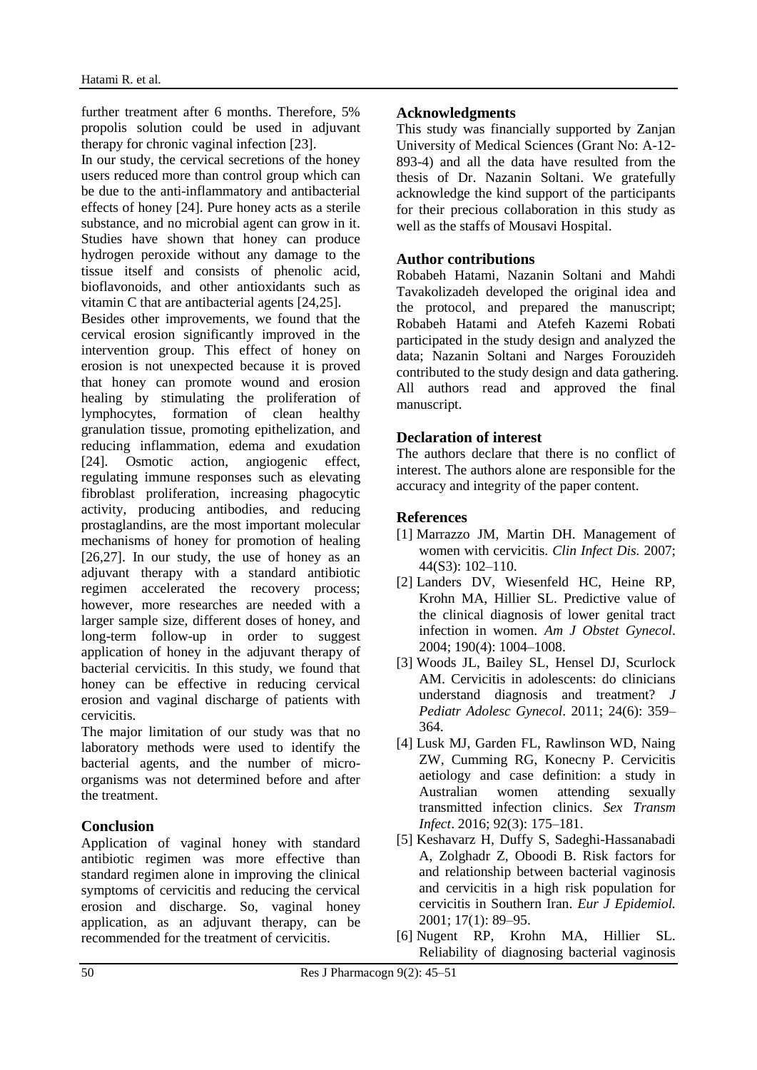further treatment after 6 months. Therefore, 5% propolis solution could be used in adjuvant therapy for chronic vaginal infection [23].

In our study, the cervical secretions of the honey users reduced more than control group which can be due to the anti-inflammatory and antibacterial effects of honey [24]. Pure honey acts as a sterile substance, and no microbial agent can grow in it. Studies have shown that honey can produce hydrogen peroxide without any damage to the tissue itself and consists of phenolic acid, bioflavonoids, and other antioxidants such as vitamin C that are antibacterial agents [24,25].

Besides other improvements, we found that the cervical erosion significantly improved in the intervention group. This effect of honey on erosion is not unexpected because it is proved that honey can promote wound and erosion healing by stimulating the proliferation of lymphocytes, formation of clean healthy granulation tissue, promoting epithelization, and reducing inflammation, edema and exudation [24]. Osmotic action, angiogenic effect, regulating immune responses such as elevating fibroblast proliferation, increasing phagocytic activity, producing antibodies, and reducing prostaglandins, are the most important molecular mechanisms of honey for promotion of healing [26,27]. In our study, the use of honey as an adjuvant therapy with a standard antibiotic regimen accelerated the recovery process; however, more researches are needed with a larger sample size, different doses of honey, and long-term follow-up in order to suggest application of honey in the adjuvant therapy of bacterial cervicitis. In this study, we found that honey can be effective in reducing cervical erosion and vaginal discharge of patients with cervicitis.

The major limitation of our study was that no laboratory methods were used to identify the bacterial agents, and the number of micro-organisms was not determined before and after the treatment.

## Conclusion

Application of vaginal honey with standard antibiotic regimen was more effective than standard regimen alone in improving the clinical symptoms of cervicitis and reducing the cervical erosion and discharge. So, vaginal honey application, as an adjuvant therapy, can be recommended for the treatment of cervicitis.

## Acknowledgments

This study was financially supported by Zanjan University of Medical Sciences (Grant No: A-12-893-4) and all the data have resulted from the thesis of Dr. Nazanin Soltani. We gratefully acknowledge the kind support of the participants for their precious collaboration in this study as well as the staffs of Mousavi Hospital.

## Author contributions

Robabeh Hatami, Nazanin Soltani and Mahdi Tavakolizadeh developed the original idea and the protocol, and prepared the manuscript; Robabeh Hatami and Atefeh Kazemi Robati participated in the study design and analyzed the data; Nazanin Soltani and Narges Forouzideh contributed to the study design and data gathering. All authors read and approved the final manuscript.

## Declaration of interest

The authors declare that there is no conflict of interest. The authors alone are responsible for the accuracy and integrity of the paper content.

## References

[1] Marrazzo JM, Martin DH. Management of women with cervicitis. *Clin Infect Dis.* 2007; 44(S3): 102–110.

[2] Landers DV, Wiesenfeld HC, Heine RP, Krohn MA, Hillier SL. Predictive value of the clinical diagnosis of lower genital tract infection in women. *Am J Obstet Gynecol*. 2004; 190(4): 1004–1008.

[3] Woods JL, Bailey SL, Hensel DJ, Scurlock AM. Cervicitis in adolescents: do clinicians understand diagnosis and treatment? *J Pediatr Adolesc Gynecol*. 2011; 24(6): 359–364.

[4] Lusk MJ, Garden FL, Rawlinson WD, Naing ZW, Cumming RG, Konecny P. Cervicitis aetiology and case definition: a study in Australian women attending sexually transmitted infection clinics. *Sex Transm Infect*. 2016; 92(3): 175–181.

[5] Keshavarz H, Duffy S, Sadeghi-Hassanabadi A, Zolghadr Z, Oboodi B. Risk factors for and relationship between bacterial vaginosis and cervicitis in a high risk population for cervicitis in Southern Iran. *Eur J Epidemiol.* 2001; 17(1): 89–95.

[6] Nugent RP, Krohn MA, Hillier SL. Reliability of diagnosing bacterial vaginosis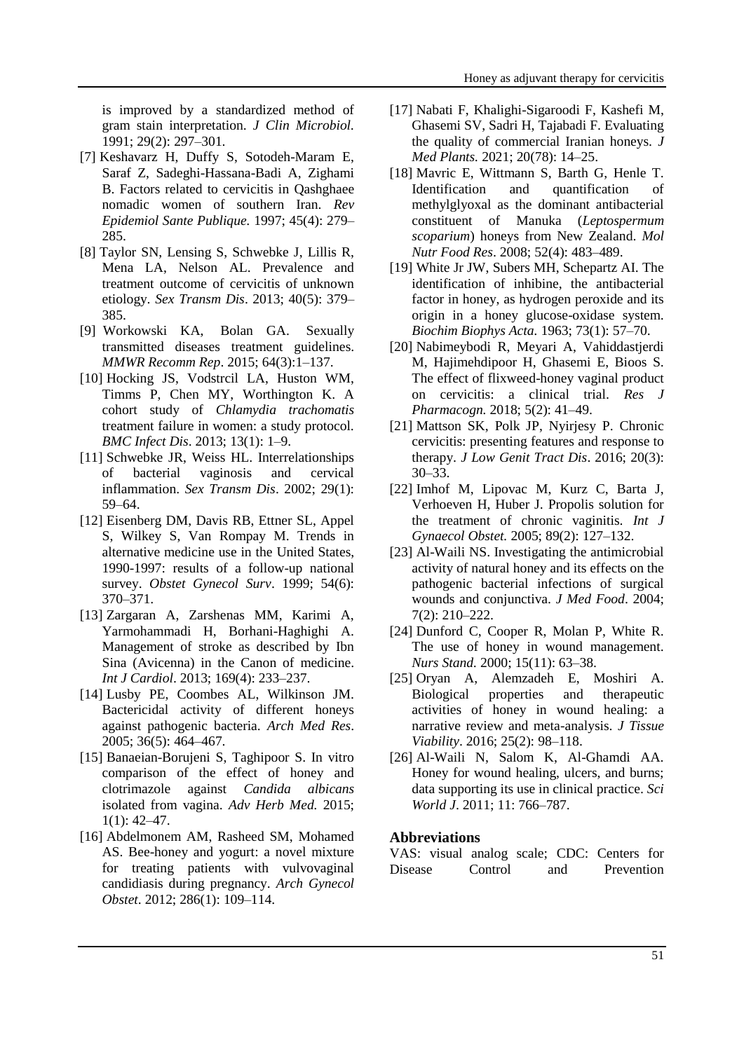is improved by a standardized method of gram stain interpretation. *J Clin Microbiol.* 1991; 29(2): 297–301.

[7] Keshavarz H, Duffy S, Sotodeh-Maram E, Saraf Z, Sadeghi-Hassana-Badi A, Zighami B. Factors related to cervicitis in Qashghaee nomadic women of southern Iran. *Rev Epidemiol Sante Publique.* 1997; 45(4): 279–285.

[8] Taylor SN, Lensing S, Schwebke J, Lillis R, Mena LA, Nelson AL. Prevalence and treatment outcome of cervicitis of unknown etiology. *Sex Transm Dis*. 2013; 40(5): 379–385.

[9] Workowski KA, Bolan GA. Sexually transmitted diseases treatment guidelines. *MMWR Recomm Rep*. 2015; 64(3):1–137.

[10] Hocking JS, Vodstrcil LA, Huston WM, Timms P, Chen MY, Worthington K. A cohort study of *Chlamydia trachomatis* treatment failure in women: a study protocol. *BMC Infect Dis*. 2013; 13(1): 1–9.

[11] Schwebke JR, Weiss HL. Interrelationships of bacterial vaginosis and cervical inflammation. *Sex Transm Dis*. 2002; 29(1): 59–64.

[12] Eisenberg DM, Davis RB, Ettner SL, Appel S, Wilkey S, Van Rompay M. Trends in alternative medicine use in the United States, 1990-1997: results of a follow-up national survey. *Obstet Gynecol Surv*. 1999; 54(6): 370–371.

[13] Zargaran A, Zarshenas MM, Karimi A, Yarmohammadi H, Borhani-Haghighi A. Management of stroke as described by Ibn Sina (Avicenna) in the Canon of medicine. *Int J Cardiol*. 2013; 169(4): 233–237.

[14] Lusby PE, Coombes AL, Wilkinson JM. Bactericidal activity of different honeys against pathogenic bacteria. *Arch Med Res*. 2005; 36(5): 464–467.

[15] Banaeian-Borujeni S, Taghipoor S. In vitro comparison of the effect of honey and clotrimazole against *Candida albicans* isolated from vagina. *Adv Herb Med.* 2015; 1(1): 42–47.

[16] Abdelmonem AM, Rasheed SM, Mohamed AS. Bee-honey and yogurt: a novel mixture for treating patients with vulvovaginal candidiasis during pregnancy. *Arch Gynecol Obstet*. 2012; 286(1): 109–114.

[17] Nabati F, Khalighi-Sigaroodi F, Kashefi M, Ghasemi SV, Sadri H, Tajabadi F. Evaluating the quality of commercial Iranian honeys. *J Med Plants.* 2021; 20(78): 14–25.

[18] Mavric E, Wittmann S, Barth G, Henle T. Identification and quantification of methylglyoxal as the dominant antibacterial constituent of Manuka (*Leptospermum scoparium*) honeys from New Zealand. *Mol Nutr Food Res*. 2008; 52(4): 483–489.

[19] White Jr JW, Subers MH, Schepartz AI. The identification of inhibine, the antibacterial factor in honey, as hydrogen peroxide and its origin in a honey glucose-oxidase system. *Biochim Biophys Acta.* 1963; 73(1): 57–70.

[20] Nabimeybodi R, Meyari A, Vahiddastjerdi M, Hajimehdipoor H, Ghasemi E, Bioos S. The effect of flixweed-honey vaginal product on cervicitis: a clinical trial. *Res J Pharmacogn.* 2018; 5(2): 41–49.

[21] Mattson SK, Polk JP, Nyirjesy P. Chronic cervicitis: presenting features and response to therapy. *J Low Genit Tract Dis*. 2016; 20(3): 30–33.

[22] Imhof M, Lipovac M, Kurz C, Barta J, Verhoeven H, Huber J. Propolis solution for the treatment of chronic vaginitis. *Int J Gynaecol Obstet.* 2005; 89(2): 127–132.

[23] Al-Waili NS. Investigating the antimicrobial activity of natural honey and its effects on the pathogenic bacterial infections of surgical wounds and conjunctiva. *J Med Food*. 2004; 7(2): 210–222.

[24] Dunford C, Cooper R, Molan P, White R. The use of honey in wound management. *Nurs Stand.* 2000; 15(11): 63–38.

[25] Oryan A, Alemzadeh E, Moshiri A. Biological properties and therapeutic activities of honey in wound healing: a narrative review and meta-analysis. *J Tissue Viability*. 2016; 25(2): 98–118.

[26] Al-Waili N, Salom K, Al-Ghamdi AA. Honey for wound healing, ulcers, and burns; data supporting its use in clinical practice. *Sci World J*. 2011; 11: 766–787.

## Abbreviations

VAS: visual analog scale; CDC: Centers for Disease Control and Prevention